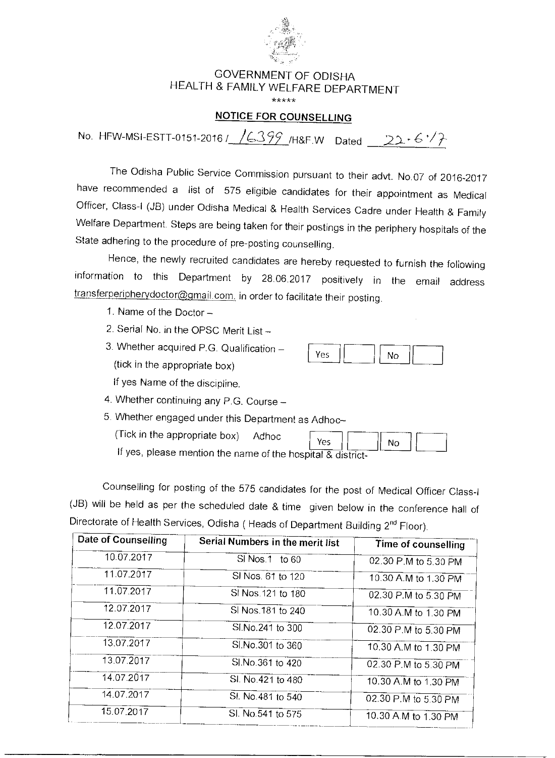# GOVERNMENT OF ODISHA
## HEALTH & FAMILY WELFARE DEPARTMENT

\*\*\*\*\*

### NOTICE FOR COUNSELLING

No. HFW-MSI-ESTT-0151-2016 / 16399 /H&F.W Dated 22.6.17

The Odisha Public Service Commission pursuant to their advt. No.07 of 2016-2017 have recommended a list of 575 eligible candidates for their appointment as Medical Officer, Class-I (JB) under Odisha Medical & Health Services Cadre under Health & Family Welfare Department. Steps are being taken for their postings in the periphery hospitals of the State adhering to the procedure of pre-posting counselling.

Hence, the newly recruited candidates are hereby requested to furnish the following information to this Department by 28.06.2017 positively in the email address transferperipherydoctor@gmail.com. in order to facilitate their posting.

1. Name of the Doctor –
2. Serial No. in the OPSC Merit List –
3. Whether acquired P.G. Qualification – Yes [ ] No [ ]
   (tick in the appropriate box)
   If yes Name of the discipline.
4. Whether continuing any P.G. Course –
5. Whether engaged under this Department as Adhoc–
   (Tick in the appropriate box) Adhoc Yes [ ] No [ ]
   If yes, please mention the name of the hospital & district-

Counselling for posting of the 575 candidates for the post of Medical Officer Class-I (JB) will be held as per the scheduled date & time given below in the conference hall of Directorate of Health Services, Odisha ( Heads of Department Building 2nd Floor).

| Date of Counselling | Serial Numbers in the merit list | Time of counselling |
|---|---|---|
| 10.07.2017 | Sl Nos.1 to 60 | 02.30 P.M to 5.30 PM |
| 11.07.2017 | Sl Nos. 61 to 120 | 10.30 A.M to 1.30 PM |
| 11.07.2017 | Sl Nos.121 to 180 | 02.30 P.M to 5.30 PM |
| 12.07.2017 | Sl Nos.181 to 240 | 10.30 A.M to 1.30 PM |
| 12.07.2017 | Sl.No.241 to 300 | 02.30 P.M to 5.30 PM |
| 13.07.2017 | Sl.No.301 to 360 | 10.30 A.M to 1.30 PM |
| 13.07.2017 | Sl.No.361 to 420 | 02.30 P.M to 5.30 PM |
| 14.07.2017 | Sl. No.421 to 480 | 10.30 A.M to 1.30 PM |
| 14.07.2017 | Sl. No.481 to 540 | 02.30 P.M to 5.30 PM |
| 15.07.2017 | Sl. No.541 to 575 | 10.30 A.M to 1.30 PM |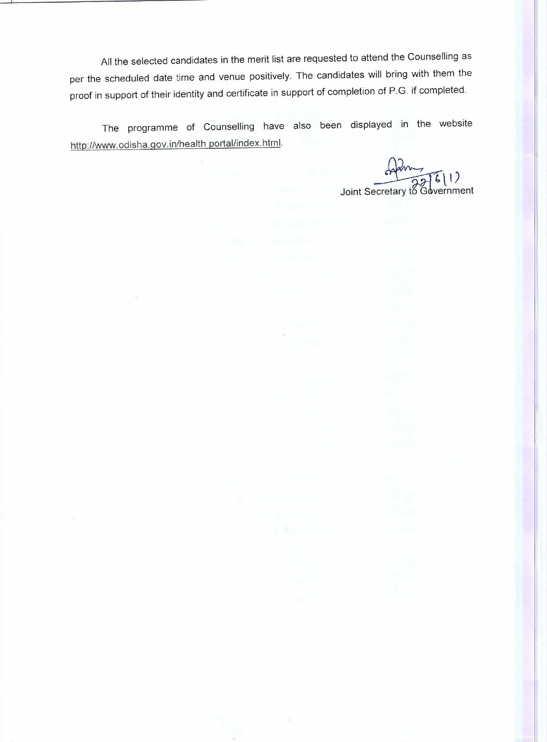All the selected candidates in the merit list are requested to attend the Counselling as per the scheduled date time and venue positively. The candidates will bring with them the proof in support of their identity and certificate in support of completion of P.G. if completed.

The programme of Counselling have also been displayed in the website http://www.odisha.gov.in/health portal/index.html.

22/6/17

Joint Secretary to Government